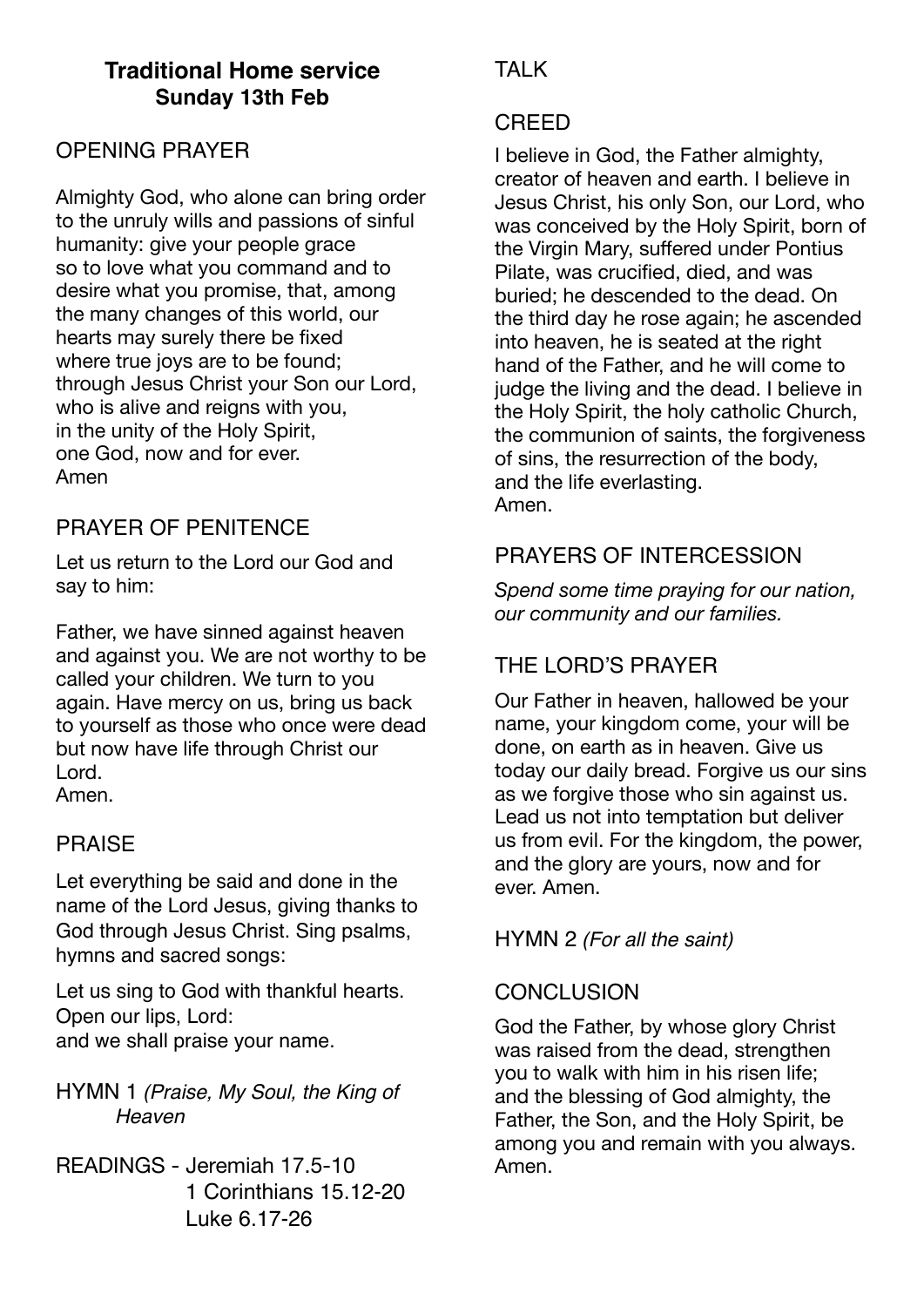# Traditional Home service
## Sunday 13th Feb

### OPENING PRAYER

Almighty God, who alone can bring order to the unruly wills and passions of sinful humanity: give your people grace so to love what you command and to desire what you promise, that, among the many changes of this world, our hearts may surely there be fixed where true joys are to be found; through Jesus Christ your Son our Lord, who is alive and reigns with you, in the unity of the Holy Spirit, one God, now and for ever.
Amen

### PRAYER OF PENITENCE

Let us return to the Lord our God and say to him:

Father, we have sinned against heaven and against you. We are not worthy to be called your children. We turn to you again. Have mercy on us, bring us back to yourself as those who once were dead but now have life through Christ our Lord.
Amen.

### PRAISE

Let everything be said and done in the name of the Lord Jesus, giving thanks to God through Jesus Christ. Sing psalms, hymns and sacred songs:

Let us sing to God with thankful hearts.
Open our lips, Lord:
and we shall praise your name.

HYMN 1 *(Praise, My Soul, the King of Heaven*

READINGS - Jeremiah 17.5-10
1 Corinthians 15.12-20
Luke 6.17-26

### TALK

### CREED

I believe in God, the Father almighty, creator of heaven and earth. I believe in Jesus Christ, his only Son, our Lord, who was conceived by the Holy Spirit, born of the Virgin Mary, suffered under Pontius Pilate, was crucified, died, and was buried; he descended to the dead. On the third day he rose again; he ascended into heaven, he is seated at the right hand of the Father, and he will come to judge the living and the dead. I believe in the Holy Spirit, the holy catholic Church, the communion of saints, the forgiveness of sins, the resurrection of the body, and the life everlasting.
Amen.

### PRAYERS OF INTERCESSION

*Spend some time praying for our nation, our community and our families.*

### THE LORD'S PRAYER

Our Father in heaven, hallowed be your name, your kingdom come, your will be done, on earth as in heaven. Give us today our daily bread. Forgive us our sins as we forgive those who sin against us. Lead us not into temptation but deliver us from evil. For the kingdom, the power, and the glory are yours, now and for ever. Amen.

HYMN 2 *(For all the saint)*

### CONCLUSION

God the Father, by whose glory Christ was raised from the dead, strengthen you to walk with him in his risen life; and the blessing of God almighty, the Father, the Son, and the Holy Spirit, be among you and remain with you always.
Amen.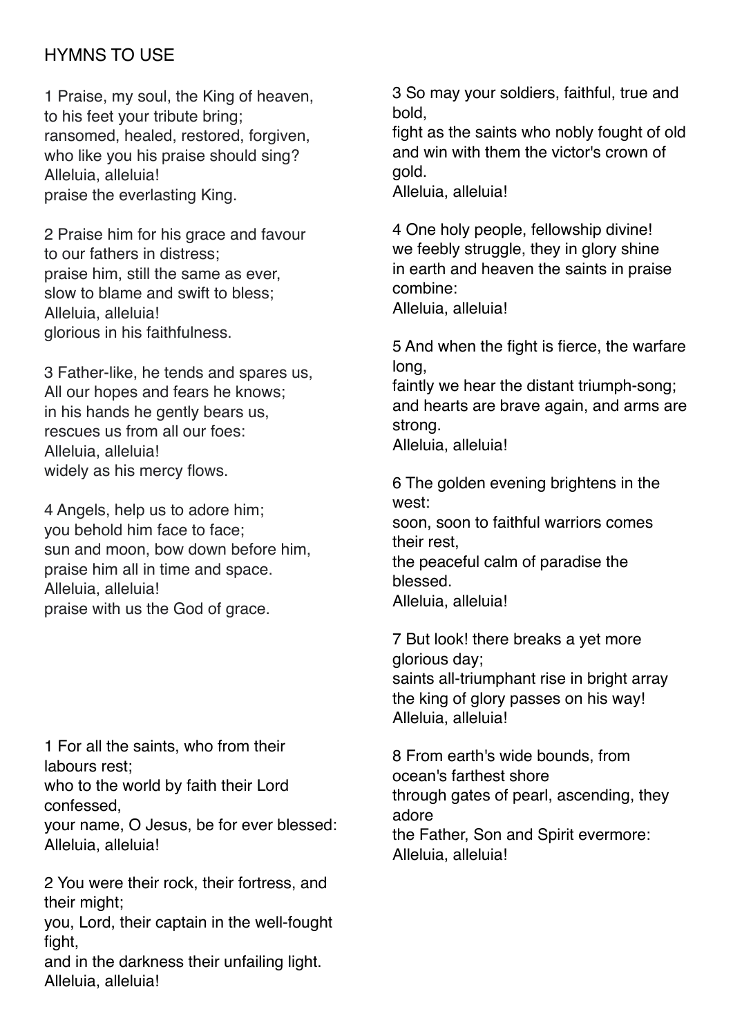HYMNS TO USE

1 Praise, my soul, the King of heaven,
to his feet your tribute bring;
ransomed, healed, restored, forgiven,
who like you his praise should sing?
Alleluia, alleluia!
praise the everlasting King.

2 Praise him for his grace and favour
to our fathers in distress;
praise him, still the same as ever,
slow to blame and swift to bless;
Alleluia, alleluia!
glorious in his faithfulness.

3 Father-like, he tends and spares us,
All our hopes and fears he knows;
in his hands he gently bears us,
rescues us from all our foes:
Alleluia, alleluia!
widely as his mercy flows.

4 Angels, help us to adore him;
you behold him face to face;
sun and moon, bow down before him,
praise him all in time and space.
Alleluia, alleluia!
praise with us the God of grace.

1 For all the saints, who from their labours rest;
who to the world by faith their Lord confessed,
your name, O Jesus, be for ever blessed:
Alleluia, alleluia!

2 You were their rock, their fortress, and their might;
you, Lord, their captain in the well-fought fight,
and in the darkness their unfailing light.
Alleluia, alleluia!

3 So may your soldiers, faithful, true and bold,
fight as the saints who nobly fought of old
and win with them the victor's crown of gold.
Alleluia, alleluia!

4 One holy people, fellowship divine!
we feebly struggle, they in glory shine
in earth and heaven the saints in praise combine:
Alleluia, alleluia!

5 And when the fight is fierce, the warfare long,
faintly we hear the distant triumph-song;
and hearts are brave again, and arms are strong.
Alleluia, alleluia!

6 The golden evening brightens in the west:
soon, soon to faithful warriors comes their rest,
the peaceful calm of paradise the blessed.
Alleluia, alleluia!

7 But look! there breaks a yet more glorious day;
saints all-triumphant rise in bright array
the king of glory passes on his way!
Alleluia, alleluia!

8 From earth's wide bounds, from ocean's farthest shore
through gates of pearl, ascending, they adore
the Father, Son and Spirit evermore:
Alleluia, alleluia!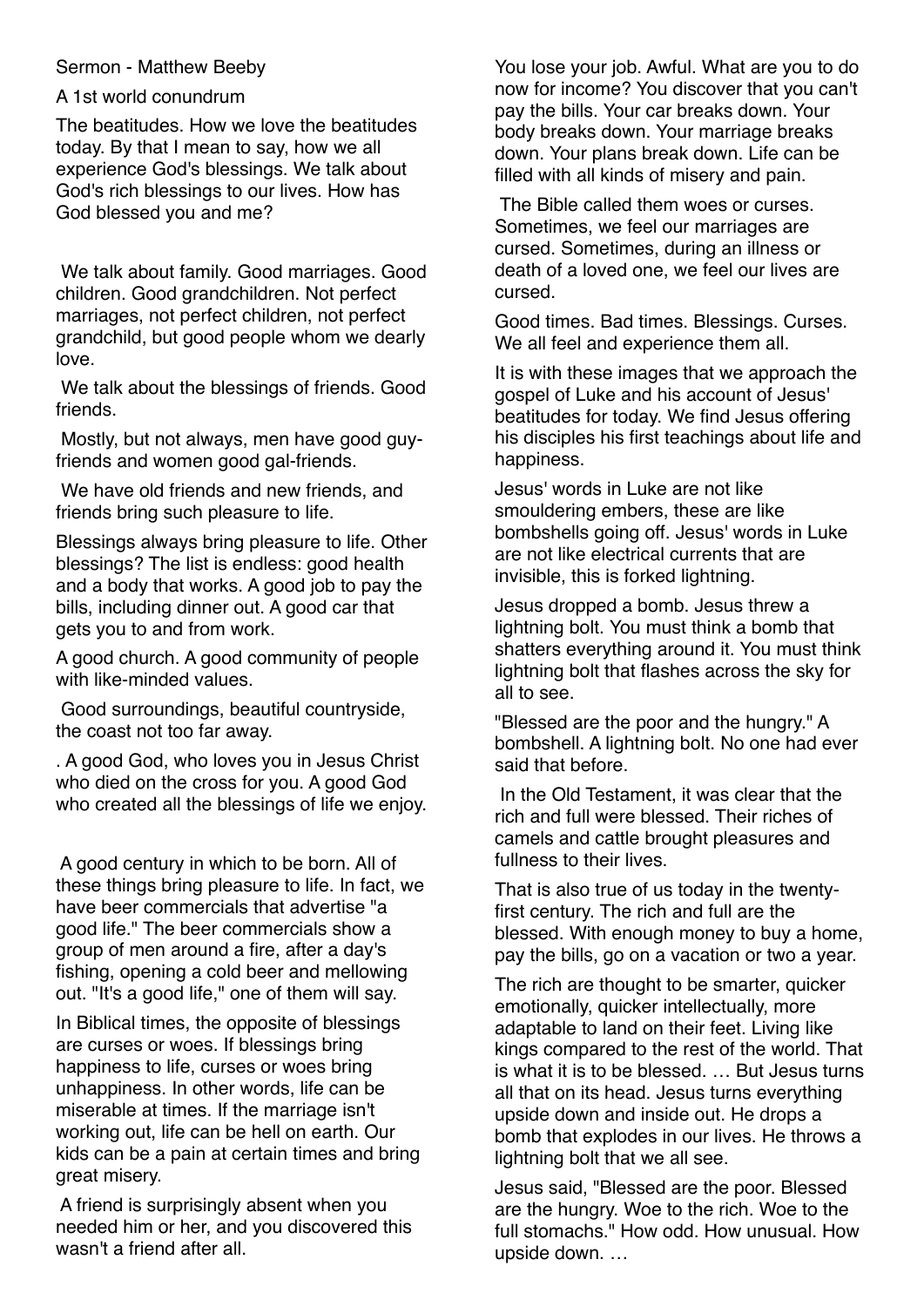Sermon - Matthew Beeby

A 1st world conundrum

The beatitudes. How we love the beatitudes today. By that I mean to say, how we all experience God's blessings. We talk about God's rich blessings to our lives. How has God blessed you and me?

We talk about family. Good marriages. Good children. Good grandchildren. Not perfect marriages, not perfect children, not perfect grandchild, but good people whom we dearly love.

We talk about the blessings of friends. Good friends.

Mostly, but not always, men have good guy-friends and women good gal-friends.

We have old friends and new friends, and friends bring such pleasure to life.

Blessings always bring pleasure to life. Other blessings? The list is endless: good health and a body that works. A good job to pay the bills, including dinner out. A good car that gets you to and from work.

A good church. A good community of people with like-minded values.

Good surroundings, beautiful countryside, the coast not too far away.

. A good God, who loves you in Jesus Christ who died on the cross for you. A good God who created all the blessings of life we enjoy.

A good century in which to be born. All of these things bring pleasure to life. In fact, we have beer commercials that advertise "a good life." The beer commercials show a group of men around a fire, after a day's fishing, opening a cold beer and mellowing out. "It's a good life," one of them will say.

In Biblical times, the opposite of blessings are curses or woes. If blessings bring happiness to life, curses or woes bring unhappiness. In other words, life can be miserable at times. If the marriage isn't working out, life can be hell on earth. Our kids can be a pain at certain times and bring great misery.

A friend is surprisingly absent when you needed him or her, and you discovered this wasn't a friend after all.

You lose your job. Awful. What are you to do now for income? You discover that you can't pay the bills. Your car breaks down. Your body breaks down. Your marriage breaks down. Your plans break down. Life can be filled with all kinds of misery and pain.

The Bible called them woes or curses. Sometimes, we feel our marriages are cursed. Sometimes, during an illness or death of a loved one, we feel our lives are cursed.

Good times. Bad times. Blessings. Curses. We all feel and experience them all.

It is with these images that we approach the gospel of Luke and his account of Jesus' beatitudes for today. We find Jesus offering his disciples his first teachings about life and happiness.

Jesus' words in Luke are not like smouldering embers, these are like bombshells going off. Jesus' words in Luke are not like electrical currents that are invisible, this is forked lightning.

Jesus dropped a bomb. Jesus threw a lightning bolt. You must think a bomb that shatters everything around it. You must think lightning bolt that flashes across the sky for all to see.

"Blessed are the poor and the hungry." A bombshell. A lightning bolt. No one had ever said that before.

In the Old Testament, it was clear that the rich and full were blessed. Their riches of camels and cattle brought pleasures and fullness to their lives.

That is also true of us today in the twenty-first century. The rich and full are the blessed. With enough money to buy a home, pay the bills, go on a vacation or two a year.

The rich are thought to be smarter, quicker emotionally, quicker intellectually, more adaptable to land on their feet. Living like kings compared to the rest of the world. That is what it is to be blessed. … But Jesus turns all that on its head. Jesus turns everything upside down and inside out. He drops a bomb that explodes in our lives. He throws a lightning bolt that we all see.

Jesus said, "Blessed are the poor. Blessed are the hungry. Woe to the rich. Woe to the full stomachs." How odd. How unusual. How upside down. …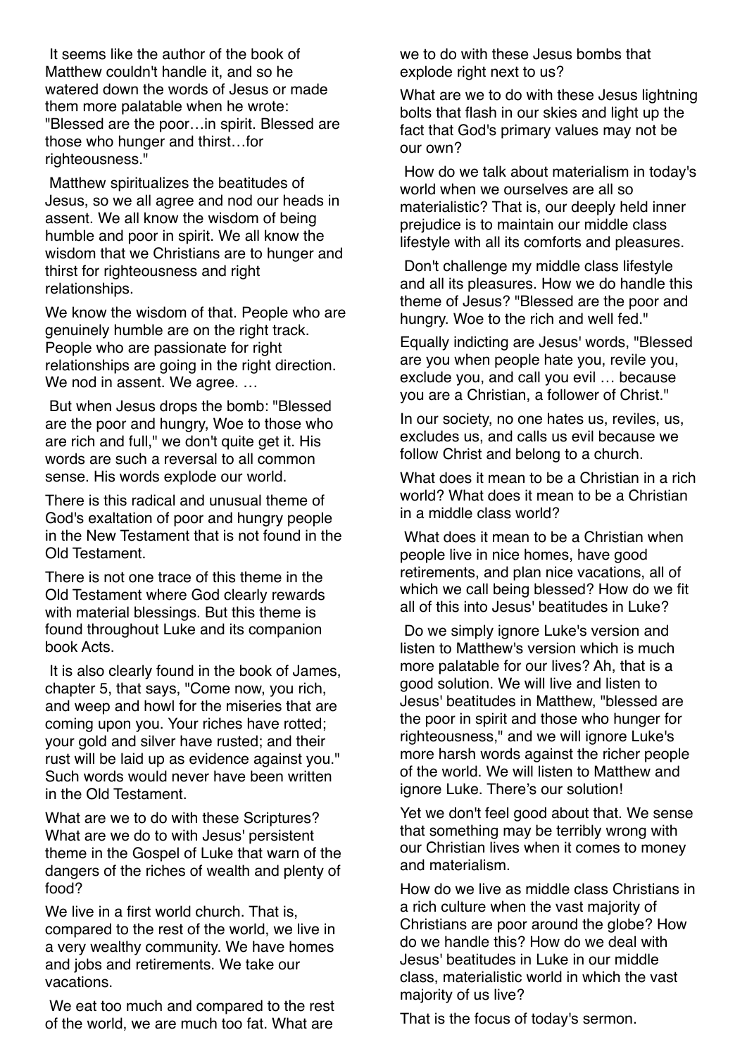It seems like the author of the book of Matthew couldn't handle it, and so he watered down the words of Jesus or made them more palatable when he wrote: "Blessed are the poor…in spirit. Blessed are those who hunger and thirst…for righteousness."

Matthew spiritualizes the beatitudes of Jesus, so we all agree and nod our heads in assent. We all know the wisdom of being humble and poor in spirit. We all know the wisdom that we Christians are to hunger and thirst for righteousness and right relationships.

We know the wisdom of that. People who are genuinely humble are on the right track. People who are passionate for right relationships are going in the right direction. We nod in assent. We agree. …

But when Jesus drops the bomb: "Blessed are the poor and hungry, Woe to those who are rich and full," we don't quite get it. His words are such a reversal to all common sense. His words explode our world.

There is this radical and unusual theme of God's exaltation of poor and hungry people in the New Testament that is not found in the Old Testament.

There is not one trace of this theme in the Old Testament where God clearly rewards with material blessings. But this theme is found throughout Luke and its companion book Acts.

It is also clearly found in the book of James, chapter 5, that says, "Come now, you rich, and weep and howl for the miseries that are coming upon you. Your riches have rotted; your gold and silver have rusted; and their rust will be laid up as evidence against you." Such words would never have been written in the Old Testament.

What are we to do with these Scriptures? What are we do to with Jesus' persistent theme in the Gospel of Luke that warn of the dangers of the riches of wealth and plenty of food?

We live in a first world church. That is, compared to the rest of the world, we live in a very wealthy community. We have homes and jobs and retirements. We take our vacations.

We eat too much and compared to the rest of the world, we are much too fat. What are we to do with these Jesus bombs that explode right next to us?

What are we to do with these Jesus lightning bolts that flash in our skies and light up the fact that God's primary values may not be our own?

How do we talk about materialism in today's world when we ourselves are all so materialistic? That is, our deeply held inner prejudice is to maintain our middle class lifestyle with all its comforts and pleasures.

Don't challenge my middle class lifestyle and all its pleasures. How we do handle this theme of Jesus? "Blessed are the poor and hungry. Woe to the rich and well fed."

Equally indicting are Jesus' words, "Blessed are you when people hate you, revile you, exclude you, and call you evil … because you are a Christian, a follower of Christ."

In our society, no one hates us, reviles, us, excludes us, and calls us evil because we follow Christ and belong to a church.

What does it mean to be a Christian in a rich world? What does it mean to be a Christian in a middle class world?

What does it mean to be a Christian when people live in nice homes, have good retirements, and plan nice vacations, all of which we call being blessed? How do we fit all of this into Jesus' beatitudes in Luke?

Do we simply ignore Luke's version and listen to Matthew's version which is much more palatable for our lives? Ah, that is a good solution. We will live and listen to Jesus' beatitudes in Matthew, "blessed are the poor in spirit and those who hunger for righteousness," and we will ignore Luke's more harsh words against the richer people of the world. We will listen to Matthew and ignore Luke. There's our solution!

Yet we don't feel good about that. We sense that something may be terribly wrong with our Christian lives when it comes to money and materialism.

How do we live as middle class Christians in a rich culture when the vast majority of Christians are poor around the globe? How do we handle this? How do we deal with Jesus' beatitudes in Luke in our middle class, materialistic world in which the vast majority of us live?

That is the focus of today's sermon.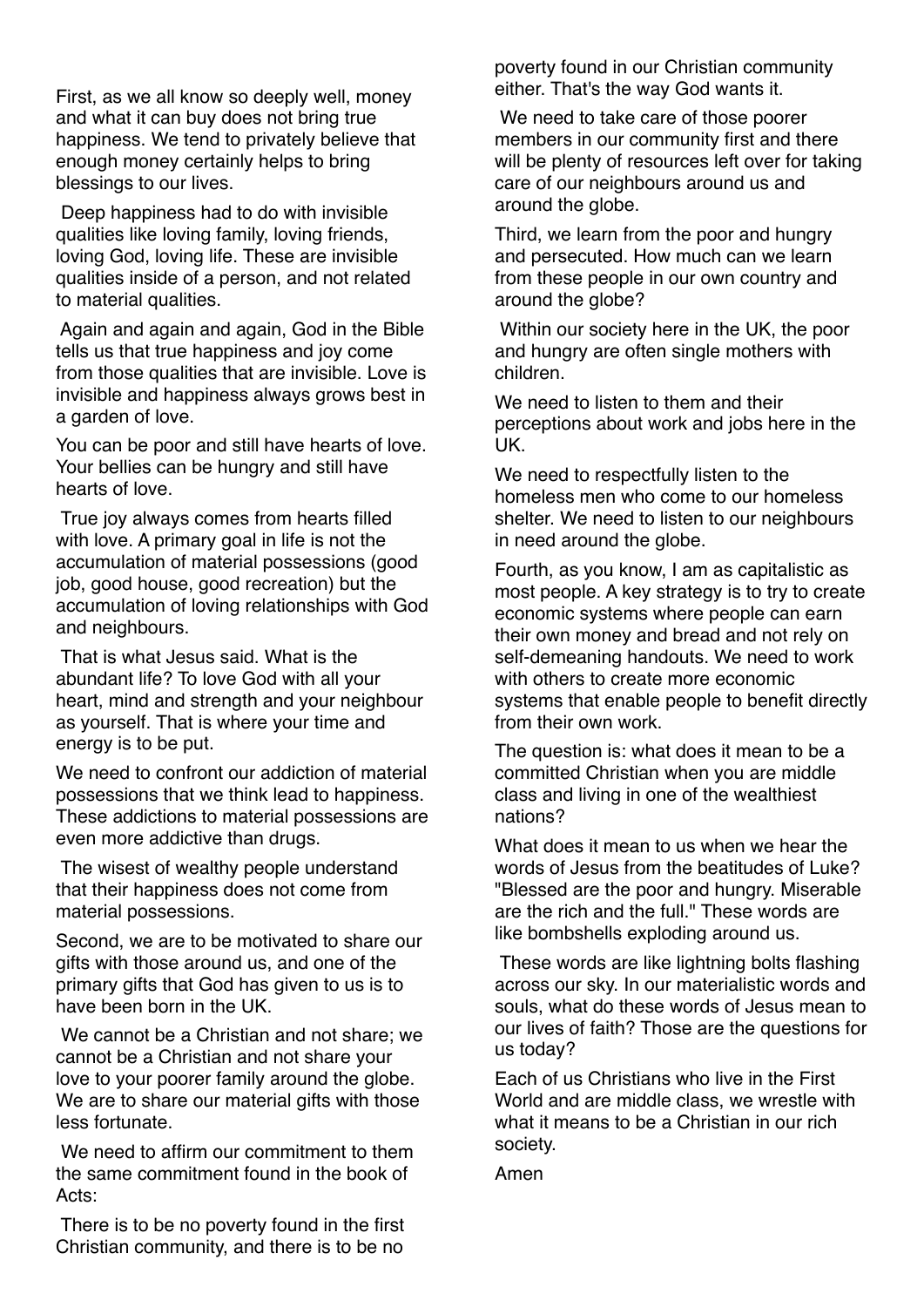First, as we all know so deeply well, money and what it can buy does not bring true happiness. We tend to privately believe that enough money certainly helps to bring blessings to our lives.

Deep happiness had to do with invisible qualities like loving family, loving friends, loving God, loving life. These are invisible qualities inside of a person, and not related to material qualities.

Again and again and again, God in the Bible tells us that true happiness and joy come from those qualities that are invisible. Love is invisible and happiness always grows best in a garden of love.

You can be poor and still have hearts of love. Your bellies can be hungry and still have hearts of love.

True joy always comes from hearts filled with love. A primary goal in life is not the accumulation of material possessions (good job, good house, good recreation) but the accumulation of loving relationships with God and neighbours.

That is what Jesus said. What is the abundant life? To love God with all your heart, mind and strength and your neighbour as yourself. That is where your time and energy is to be put.

We need to confront our addiction of material possessions that we think lead to happiness. These addictions to material possessions are even more addictive than drugs.

The wisest of wealthy people understand that their happiness does not come from material possessions.

Second, we are to be motivated to share our gifts with those around us, and one of the primary gifts that God has given to us is to have been born in the UK.

We cannot be a Christian and not share; we cannot be a Christian and not share your love to your poorer family around the globe. We are to share our material gifts with those less fortunate.

We need to affirm our commitment to them the same commitment found in the book of Acts:

There is to be no poverty found in the first Christian community, and there is to be no poverty found in our Christian community either. That's the way God wants it.

We need to take care of those poorer members in our community first and there will be plenty of resources left over for taking care of our neighbours around us and around the globe.

Third, we learn from the poor and hungry and persecuted. How much can we learn from these people in our own country and around the globe?

Within our society here in the UK, the poor and hungry are often single mothers with children.

We need to listen to them and their perceptions about work and jobs here in the UK.

We need to respectfully listen to the homeless men who come to our homeless shelter. We need to listen to our neighbours in need around the globe.

Fourth, as you know, I am as capitalistic as most people. A key strategy is to try to create economic systems where people can earn their own money and bread and not rely on self-demeaning handouts. We need to work with others to create more economic systems that enable people to benefit directly from their own work.

The question is: what does it mean to be a committed Christian when you are middle class and living in one of the wealthiest nations?

What does it mean to us when we hear the words of Jesus from the beatitudes of Luke? "Blessed are the poor and hungry. Miserable are the rich and the full." These words are like bombshells exploding around us.

These words are like lightning bolts flashing across our sky. In our materialistic words and souls, what do these words of Jesus mean to our lives of faith? Those are the questions for us today?

Each of us Christians who live in the First World and are middle class, we wrestle with what it means to be a Christian in our rich society.

Amen